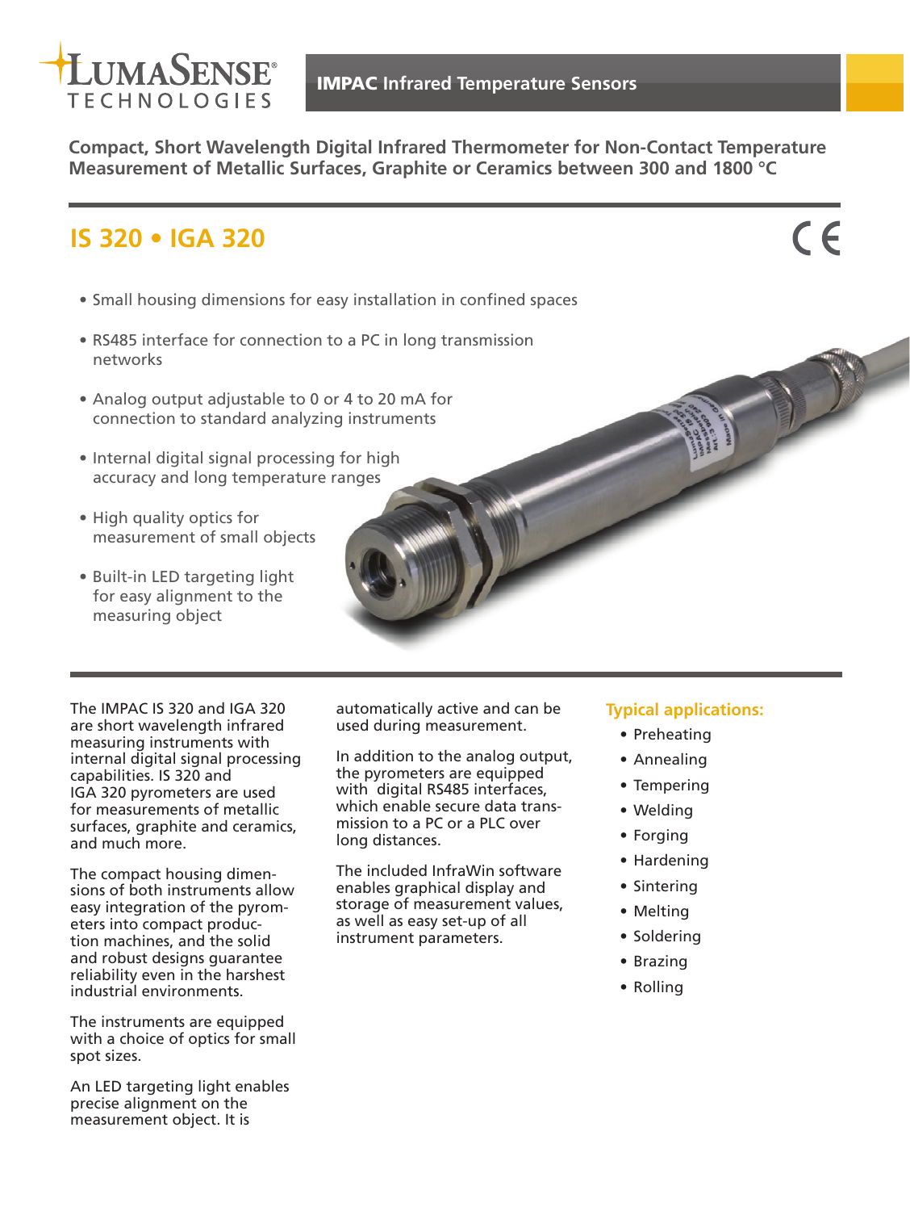LUMASENSE® TECHNOLOGIES

**IMPAC Infrared Temperature Sensors**

**Compact, Short Wavelength Digital Infrared Thermometer for Non-Contact Temperature Measurement of Metallic Surfaces, Graphite or Ceramics between 300 and 1800 °C**

# IS 320 • IGA 320

- Small housing dimensions for easy installation in confined spaces
- RS485 interface for connection to a PC in long transmission networks
- Analog output adjustable to 0 or 4 to 20 mA for connection to standard analyzing instruments
- Internal digital signal processing for high accuracy and long temperature ranges
- High quality optics for measurement of small objects
- Built-in LED targeting light for easy alignment to the measuring object

The IMPAC IS 320 and IGA 320 are short wavelength infrared measuring instruments with internal digital signal processing capabilities. IS 320 and IGA 320 pyrometers are used for measurements of metallic surfaces, graphite and ceramics, and much more.

The compact housing dimensions of both instruments allow easy integration of the pyrometers into compact production machines, and the solid and robust designs guarantee reliability even in the harshest industrial environments.

The instruments are equipped with a choice of optics for small spot sizes.

An LED targeting light enables precise alignment on the measurement object. It is automatically active and can be used during measurement.

In addition to the analog output, the pyrometers are equipped with digital RS485 interfaces, which enable secure data transmission to a PC or a PLC over long distances.

The included InfraWin software enables graphical display and storage of measurement values, as well as easy set-up of all instrument parameters.

### Typical applications:

- Preheating
- Annealing
- Tempering
- Welding
- Forging
- Hardening
- Sintering
- Melting
- Soldering
- Brazing
- Rolling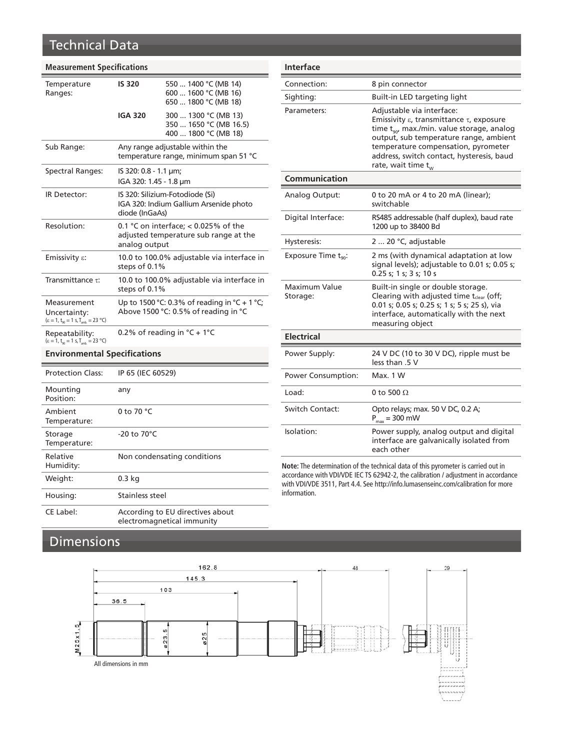# Technical Data

### Measurement Specifications

| | | |
|---|---|---|
| Temperature Ranges: | **IS 320** | 550 ... 1400 °C (MB 14)<br>600 ... 1600 °C (MB 16)<br>650 ... 1800 °C (MB 18) |
| | **IGA 320** | 300 ... 1300 °C (MB 13)<br>350 ... 1650 °C (MB 16.5)<br>400 ... 1800 °C (MB 18) |
| Sub Range: | Any range adjustable within the temperature range, minimum span 51 °C | |
| Spectral Ranges: | IS 320: 0.8 - 1.1 µm;<br>IGA 320: 1.45 - 1.8 µm | |
| IR Detector: | IS 320: Silizium-Fotodiode (Si)<br>IGA 320: Indium Gallium Arsenide photo diode (InGaAs) | |
| Resolution: | 0.1 °C on interface; < 0.025% of the adjusted temperature sub range at the analog output | |
| Emissivity $\varepsilon$: | 10.0 to 100.0% adjustable via interface in steps of 0.1% | |
| Transmittance $\tau$: | 10.0 to 100.0% adjustable via interface in steps of 0.1% | |
| Measurement Uncertainty: ($\varepsilon = 1$, $t_{90} = 1$ s, $T_{amb.} = 23$ °C) | Up to 1500 °C: 0.3% of reading in °C + 1 °C;<br>Above 1500 °C: 0.5% of reading in °C | |
| Repeatability: ($\varepsilon = 1$, $t_{90} = 1$ s, $T_{amb.} = 23$ °C) | 0.2% of reading in °C + 1°C | |

### Environmental Specifications

| | |
|---|---|
| Protection Class: | IP 65 (IEC 60529) |
| Mounting Position: | any |
| Ambient Temperature: | 0 to 70 °C |
| Storage Temperature: | -20 to 70°C |
| Relative Humidity: | Non condensating conditions |
| Weight: | 0.3 kg |
| Housing: | Stainless steel |
| CE Label: | According to EU directives about electromagnetic immunity |

### Interface

| | |
|---|---|
| Connection: | 8 pin connector |
| Sighting: | Built-in LED targeting light |
| Parameters: | Adjustable via interface:<br>Emissivity $\varepsilon$, transmittance $\tau$, exposure time $t_{90}$, max./min. value storage, analog output, sub temperature range, ambient temperature compensation, pyrometer address, switch contact, hysteresis, baud rate, wait time $t_w$ |

### Communication

| | |
|---|---|
| Analog Output: | 0 to 20 mA or 4 to 20 mA (linear); switchable |
| Digital Interface: | RS485 addressable (half duplex), baud rate 1200 up to 38400 Bd |
| Hysteresis: | 2 ... 20 °C, adjustable |
| Exposure Time $t_{90}$: | 2 ms (with dynamical adaptation at low signal levels); adjustable to 0.01 s; 0.05 s; 0.25 s; 1 s; 3 s; 10 s |
| Maximum Value Storage: | Built-in single or double storage. Clearing with adjusted time $t_{clear}$ (off; 0.01 s; 0.05 s; 0.25 s; 1 s; 5 s; 25 s), via interface, automatically with the next measuring object |

### Electrical

| | |
|---|---|
| Power Supply: | 24 V DC (10 to 30 V DC), ripple must be less than .5 V |
| Power Consumption: | Max. 1 W |
| Load: | 0 to 500 Ω |
| Switch Contact: | Opto relays; max. 50 V DC, 0.2 A; $P_{max}$ = 300 mW |
| Isolation: | Power supply, analog output and digital interface are galvanically isolated from each other |

**Note:** The determination of the technical data of this pyrometer is carried out in accordance with VDI/VDE IEC TS 62942-2, the calibration / adjustment in accordance with VDI/VDE 3511, Part 4.4. See http://info.lumasenseinc.com/calibration for more information.

# Dimensions

162.8 145.3 103 36.5 48 29 M25x1.5 ø23.5 ø25

All dimensions in mm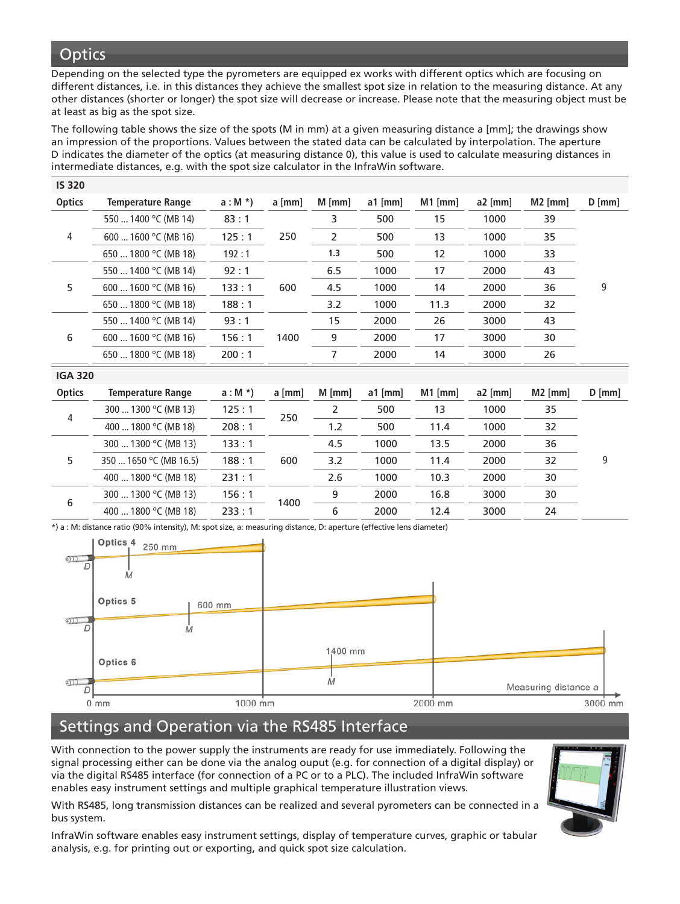## Optics

Depending on the selected type the pyrometers are equipped ex works with different optics which are focusing on different distances, i.e. in this distances they achieve the smallest spot size in relation to the measuring distance. At any other distances (shorter or longer) the spot size will decrease or increase. Please note that the measuring object must be at least as big as the spot size.

The following table shows the size of the spots (M in mm) at a given measuring distance a [mm]; the drawings show an impression of the proportions. Values between the stated data can be calculated by interpolation. The aperture D indicates the diameter of the optics (at measuring distance 0), this value is used to calculate measuring distances in intermediate distances, e.g. with the spot size calculator in the InfraWin software.

**IS 320**

| Optics | Temperature Range | a : M *) | a [mm] | M [mm] | a1 [mm] | M1 [mm] | a2 [mm] | M2 [mm] | D [mm] |
|---|---|---|---|---|---|---|---|---|---|
| 4 | 550 ... 1400 °C (MB 14) | 83 : 1 | 250 | 3 | 500 | 15 | 1000 | 39 | 9 |
| | 600 ... 1600 °C (MB 16) | 125 : 1 | | 2 | 500 | 13 | 1000 | 35 | |
| | 650 ... 1800 °C (MB 18) | 192 : 1 | | 1.3 | 500 | 12 | 1000 | 33 | |
| 5 | 550 ... 1400 °C (MB 14) | 92 : 1 | 600 | 6.5 | 1000 | 17 | 2000 | 43 | |
| | 600 ... 1600 °C (MB 16) | 133 : 1 | | 4.5 | 1000 | 14 | 2000 | 36 | |
| | 650 ... 1800 °C (MB 18) | 188 : 1 | | 3.2 | 1000 | 11.3 | 2000 | 32 | |
| 6 | 550 ... 1400 °C (MB 14) | 93 : 1 | 1400 | 15 | 2000 | 26 | 3000 | 43 | |
| | 600 ... 1600 °C (MB 16) | 156 : 1 | | 9 | 2000 | 17 | 3000 | 30 | |
| | 650 ... 1800 °C (MB 18) | 200 : 1 | | 7 | 2000 | 14 | 3000 | 26 | |

**IGA 320**

| Optics | Temperature Range | a : M *) | a [mm] | M [mm] | a1 [mm] | M1 [mm] | a2 [mm] | M2 [mm] | D [mm] |
|---|---|---|---|---|---|---|---|---|---|
| 4 | 300 ... 1300 °C (MB 13) | 125 : 1 | 250 | 2 | 500 | 13 | 1000 | 35 | 9 |
| | 400 ... 1800 °C (MB 18) | 208 : 1 | | 1.2 | 500 | 11.4 | 1000 | 32 | |
| 5 | 300 ... 1300 °C (MB 13) | 133 : 1 | 600 | 4.5 | 1000 | 13.5 | 2000 | 36 | |
| | 350 ... 1650 °C (MB 16.5) | 188 : 1 | | 3.2 | 1000 | 11.4 | 2000 | 32 | |
| | 400 ... 1800 °C (MB 18) | 231 : 1 | | 2.6 | 1000 | 10.3 | 2000 | 30 | |
| 6 | 300 ... 1300 °C (MB 13) | 156 : 1 | 1400 | 9 | 2000 | 16.8 | 3000 | 30 | |
| | 400 ... 1800 °C (MB 18) | 233 : 1 | | 6 | 2000 | 12.4 | 3000 | 24 | |

*) a : M: distance ratio (90% intensity), M: spot size, a: measuring distance, D: aperture (effective lens diameter)

## Settings and Operation via the RS485 Interface

With connection to the power supply the instruments are ready for use immediately. Following the signal processing either can be done via the analog ouput (e.g. for connection of a digital display) or via the digital RS485 interface (for connection of a PC or to a PLC). The included InfraWin software enables easy instrument settings and multiple graphical temperature illustration views.

With RS485, long transmission distances can be realized and several pyrometers can be connected in a bus system.

InfraWin software enables easy instrument settings, display of temperature curves, graphic or tabular analysis, e.g. for printing out or exporting, and quick spot size calculation.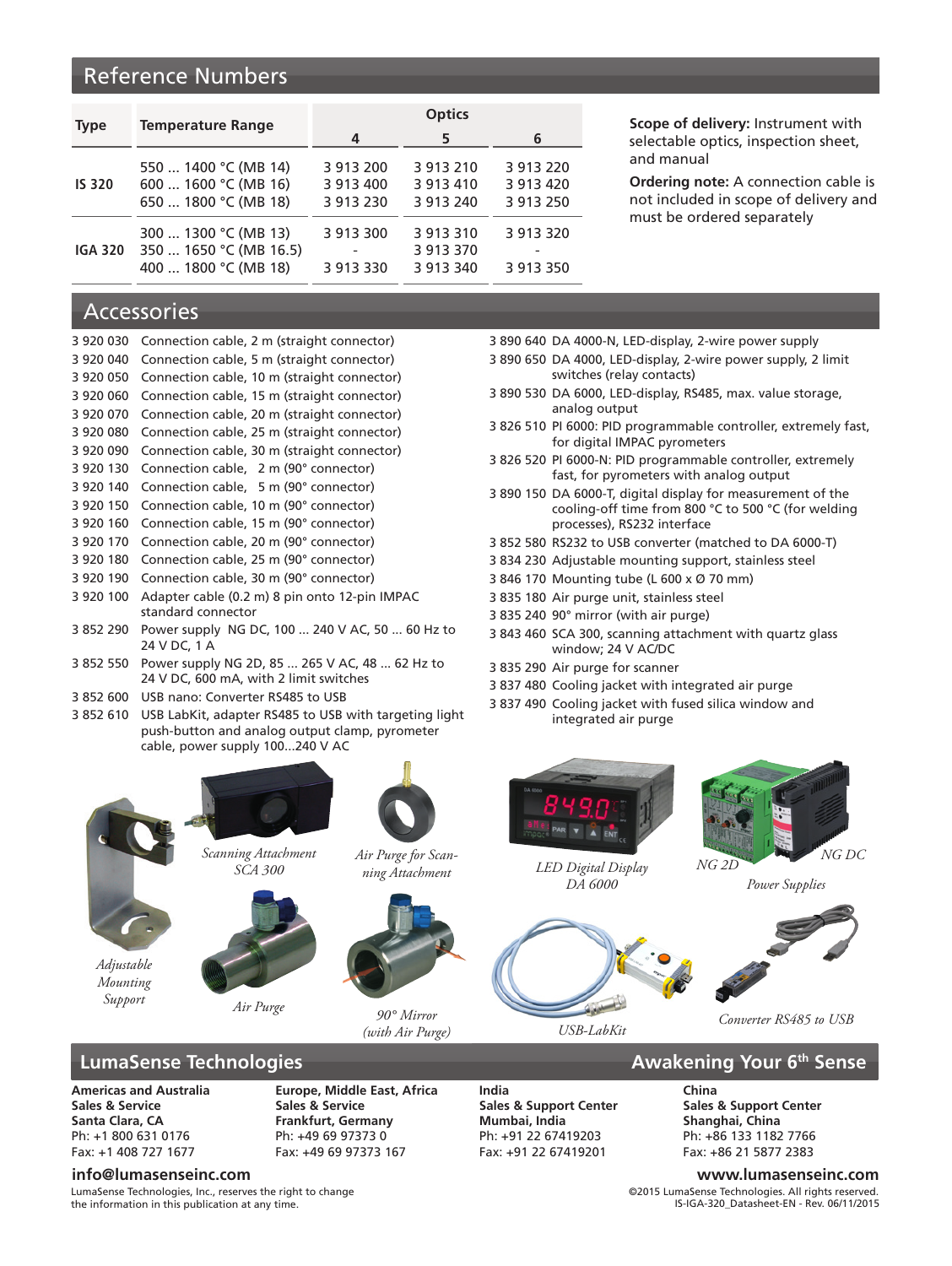## Reference Numbers

| Type | Temperature Range | Optics | | |
|---|---|---|---|---|
| | | 4 | 5 | 6 |
| IS 320 | 550 ... 1400 °C (MB 14) | 3 913 200 | 3 913 210 | 3 913 220 |
| | 600 ... 1600 °C (MB 16) | 3 913 400 | 3 913 410 | 3 913 420 |
| | 650 ... 1800 °C (MB 18) | 3 913 230 | 3 913 240 | 3 913 250 |
| IGA 320 | 300 ... 1300 °C (MB 13) | 3 913 300 | 3 913 310 | 3 913 320 |
| | 350 ... 1650 °C (MB 16.5) | - | 3 913 370 | - |
| | 400 ... 1800 °C (MB 18) | 3 913 330 | 3 913 340 | 3 913 350 |

**Scope of delivery:** Instrument with selectable optics, inspection sheet, and manual

**Ordering note:** A connection cable is not included in scope of delivery and must be ordered separately

## Accessories

- 3 920 030 Connection cable, 2 m (straight connector)
- 3 920 040 Connection cable, 5 m (straight connector)
- 3 920 050 Connection cable, 10 m (straight connector)
- 3 920 060 Connection cable, 15 m (straight connector)
- 3 920 070 Connection cable, 20 m (straight connector)
- 3 920 080 Connection cable, 25 m (straight connector)
- 3 920 090 Connection cable, 30 m (straight connector)
- 3 920 130 Connection cable, 2 m (90° connector)
- 3 920 140 Connection cable, 5 m (90° connector)
- 3 920 150 Connection cable, 10 m (90° connector)
- 3 920 160 Connection cable, 15 m (90° connector)
- 3 920 170 Connection cable, 20 m (90° connector)
- 3 920 180 Connection cable, 25 m (90° connector)
- 3 920 190 Connection cable, 30 m (90° connector)
- 3 920 100 Adapter cable (0.2 m) 8 pin onto 12-pin IMPAC standard connector
- 3 852 290 Power supply NG DC, 100 ... 240 V AC, 50 ... 60 Hz to 24 V DC, 1 A
- 3 852 550 Power supply NG 2D, 85 ... 265 V AC, 48 ... 62 Hz to 24 V DC, 600 mA, with 2 limit switches
- 3 852 600 USB nano: Converter RS485 to USB
- 3 852 610 USB LabKit, adapter RS485 to USB with targeting light push-button and analog output clamp, pyrometer cable, power supply 100...240 V AC
- 3 890 640 DA 4000-N, LED-display, 2-wire power supply
- 3 890 650 DA 4000, LED-display, 2-wire power supply, 2 limit switches (relay contacts)
- 3 890 530 DA 6000, LED-display, RS485, max. value storage, analog output
- 3 826 510 PI 6000: PID programmable controller, extremely fast, for digital IMPAC pyrometers
- 3 826 520 PI 6000-N: PID programmable controller, extremely fast, for pyrometers with analog output
- 3 890 150 DA 6000-T, digital display for measurement of the cooling-off time from 800 °C to 500 °C (for welding processes), RS232 interface
- 3 852 580 RS232 to USB converter (matched to DA 6000-T)
- 3 834 230 Adjustable mounting support, stainless steel
- 3 846 170 Mounting tube (L 600 x Ø 70 mm)
- 3 835 180 Air purge unit, stainless steel
- 3 835 240 90° mirror (with air purge)
- 3 843 460 SCA 300, scanning attachment with quartz glass window; 24 V AC/DC
- 3 835 290 Air purge for scanner
- 3 837 480 Cooling jacket with integrated air purge
- 3 837 490 Cooling jacket with fused silica window and integrated air purge

*Adjustable Mounting Support*

*Scanning Attachment SCA 300*

*Air Purge for Scanning Attachment*

*Air Purge*

*90° Mirror (with Air Purge)*

*LED Digital Display DA 6000*

*NG 2D* *NG DC* *Power Supplies*

*USB-LabKit*

*Converter RS485 to USB*

## LumaSense Technologies — Awakening Your 6th Sense

**Americas and Australia**
**Sales & Service**
**Santa Clara, CA**
Ph: +1 800 631 0176
Fax: +1 408 727 1677

**Europe, Middle East, Africa**
**Sales & Service**
**Frankfurt, Germany**
Ph: +49 69 97373 0
Fax: +49 69 97373 167

**India**
**Sales & Support Center**
**Mumbai, India**
Ph: +91 22 67419203
Fax: +91 22 67419201

**China**
**Sales & Support Center**
**Shanghai, China**
Ph: +86 133 1182 7766
Fax: +86 21 5877 2383

**info@lumasenseinc.com**

**www.lumasenseinc.com**

LumaSense Technologies, Inc., reserves the right to change the information in this publication at any time.

©2015 LumaSense Technologies. All rights reserved.
IS-IGA-320_Datasheet-EN - Rev. 06/11/2015